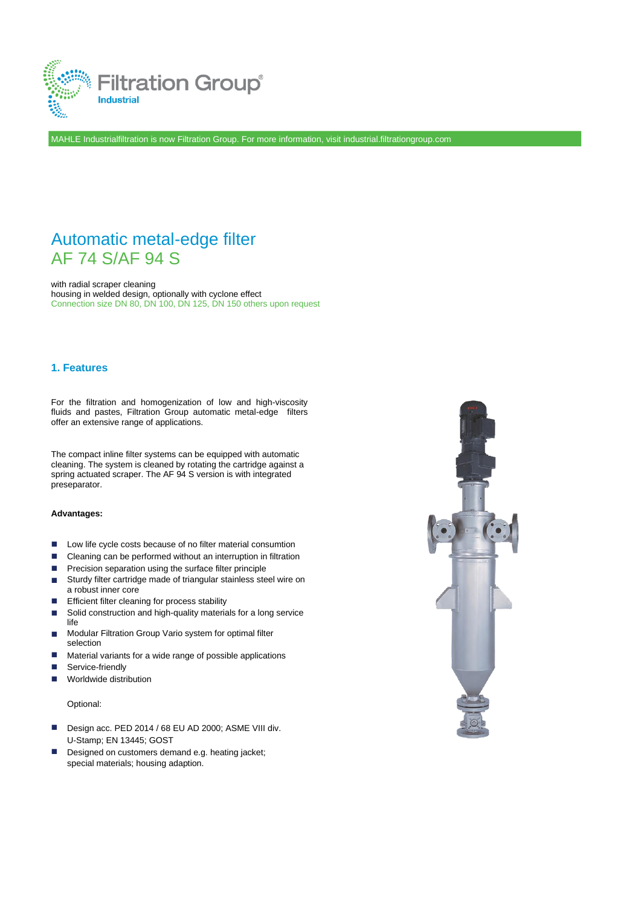Filtration Group®
Industrial

MAHLE Industrialfiltration is now Filtration Group. For more information, visit industrial.filtrationgroup.com

# Automatic metal-edge filter
# AF 74 S/AF 94 S

with radial scraper cleaning
housing in welded design, optionally with cyclone effect
Connection size DN 80, DN 100, DN 125, DN 150 others upon request

## 1. Features

For the filtration and homogenization of low and high-viscosity fluids and pastes, Filtration Group automatic metal-edge filters offer an extensive range of applications.

The compact inline filter systems can be equipped with automatic cleaning. The system is cleaned by rotating the cartridge against a spring actuated scraper. The AF 94 S version is with integrated preseparator.

**Advantages:**

- Low life cycle costs because of no filter material consumtion
- Cleaning can be performed without an interruption in filtration
- Precision separation using the surface filter principle
- Sturdy filter cartridge made of triangular stainless steel wire on a robust inner core
- Efficient filter cleaning for process stability
- Solid construction and high-quality materials for a long service life
- Modular Filtration Group Vario system for optimal filter selection
- Material variants for a wide range of possible applications
- Service-friendly
- Worldwide distribution

Optional:

- Design acc. PED 2014 / 68 EU AD 2000; ASME VIII div. U-Stamp; EN 13445; GOST
- Designed on customers demand e.g. heating jacket; special materials; housing adaption.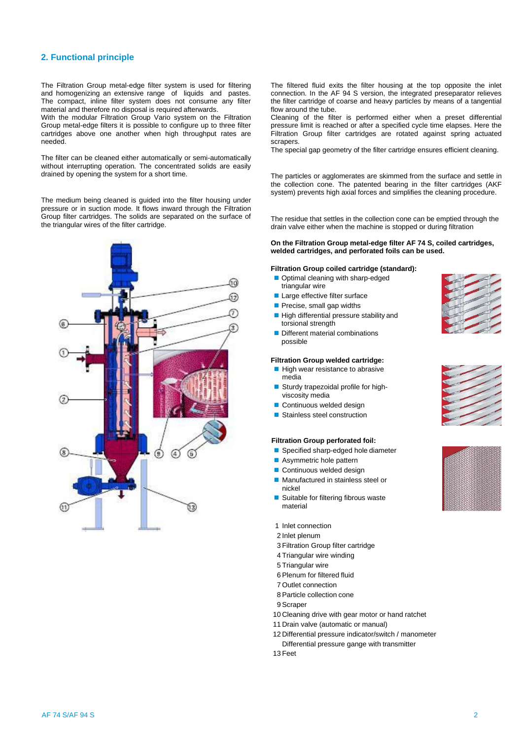## 2. Functional principle

The Filtration Group metal-edge filter system is used for filtering and homogenizing an extensive range of liquids and pastes. The compact, inline filter system does not consume any filter material and therefore no disposal is required afterwards.
With the modular Filtration Group Vario system on the Filtration Group metal-edge filters it is possible to configure up to three filter cartridges above one another when high throughput rates are needed.

The filter can be cleaned either automatically or semi-automatically without interrupting operation. The concentrated solids are easily drained by opening the system for a short time.

The medium being cleaned is guided into the filter housing under pressure or in suction mode. It flows inward through the Filtration Group filter cartridges. The solids are separated on the surface of the triangular wires of the filter cartridge.

The filtered fluid exits the filter housing at the top opposite the inlet connection. In the AF 94 S version, the integrated preseparator relieves the filter cartridge of coarse and heavy particles by means of a tangential flow around the tube.
Cleaning of the filter is performed either when a preset differential pressure limit is reached or after a specified cycle time elapses. Here the Filtration Group filter cartridges are rotated against spring actuated scrapers.
The special gap geometry of the filter cartridge ensures efficient cleaning.

The particles or agglomerates are skimmed from the surface and settle in the collection cone. The patented bearing in the filter cartridges (AKF system) prevents high axial forces and simplifies the cleaning procedure.

The residue that settles in the collection cone can be emptied through the drain valve either when the machine is stopped or during filtration

**On the Filtration Group metal-edge filter AF 74 S, coiled cartridges, welded cartridges, and perforated foils can be used.**

**Filtration Group coiled cartridge (standard):**

- Optimal cleaning with sharp-edged triangular wire
- Large effective filter surface
- Precise, small gap widths
- High differential pressure stability and torsional strength
- Different material combinations possible

**Filtration Group welded cartridge:**

- High wear resistance to abrasive media
- Sturdy trapezoidal profile for high-viscosity media
- Continuous welded design
- Stainless steel construction

**Filtration Group perforated foil:**

- Specified sharp-edged hole diameter
- Asymmetric hole pattern
- Continuous welded design
- Manufactured in stainless steel or nickel
- Suitable for filtering fibrous waste material

1 Inlet connection
2 Inlet plenum
3 Filtration Group filter cartridge
4 Triangular wire winding
5 Triangular wire
6 Plenum for filtered fluid
7 Outlet connection
8 Particle collection cone
9 Scraper
10 Cleaning drive with gear motor or hand ratchet
11 Drain valve (automatic or manual)
12 Differential pressure indicator/switch / manometer
Differential pressure gange with transmitter
13 Feet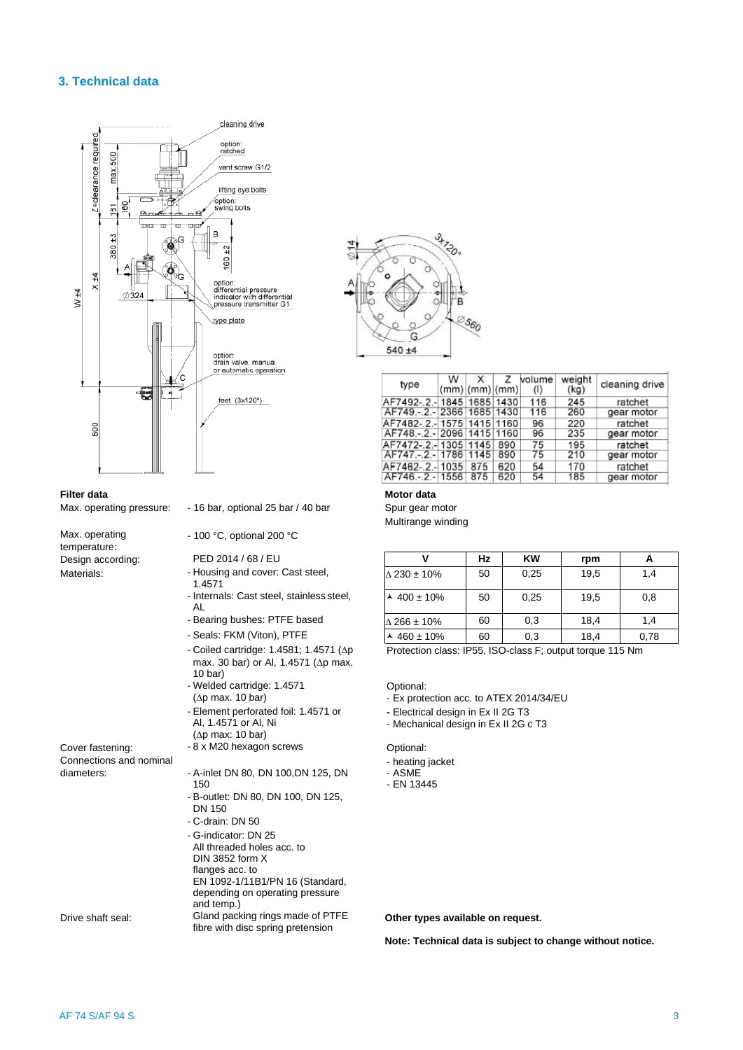## 3. Technical data

| type | W (mm) | X (mm) | Z (mm) | volume (l) | weight (kg) | cleaning drive |
|---|---|---|---|---|---|---|
| AF7492-.2.- | 1845 | 1685 | 1430 | 116 | 245 | ratchet |
| AF749.-.2.- | 2366 | 1685 | 1430 | 116 | 260 | gear motor |
| AF7482-.2.- | 1575 | 1415 | 1160 | 96 | 220 | ratchet |
| AF748.-.2.- | 2096 | 1415 | 1160 | 96 | 235 | gear motor |
| AF7472-.2.- | 1305 | 1145 | 890 | 75 | 195 | ratchet |
| AF747.-.2.- | 1786 | 1145 | 890 | 75 | 210 | gear motor |
| AF7462-.2.- | 1035 | 875 | 620 | 54 | 170 | ratchet |
| AF746.-.2.- | 1556 | 875 | 620 | 54 | 185 | gear motor |

**Filter data**

Max. operating pressure: - 16 bar, optional 25 bar / 40 bar

Max. operating temperature: - 100 °C, optional 200 °C

Design according: PED 2014 / 68 / EU

Materials:
- Housing and cover: Cast steel, 1.4571
- Internals: Cast steel, stainless steel, AL
- Bearing bushes: PTFE based
- Seals: FKM (Viton), PTFE
- Coiled cartridge: 1.4581; 1.4571 (Δp max. 30 bar) or Al, 1.4571 (Δp max. 10 bar)
- Welded cartridge: 1.4571 (Δp max. 10 bar)
- Element perforated foil: 1.4571 or Al, 1.4571 or Al, Ni (Δp max: 10 bar)

Cover fastening: - 8 x M20 hexagon screws

Connections and nominal diameters:
- A-inlet DN 80, DN 100,DN 125, DN 150
- B-outlet: DN 80, DN 100, DN 125, DN 150
- C-drain: DN 50
- G-indicator: DN 25
  All threaded holes acc. to DIN 3852 form X
  flanges acc. to EN 1092-1/11B1/PN 16 (Standard, depending on operating pressure and temp.)

Drive shaft seal: Gland packing rings made of PTFE fibre with disc spring pretension

**Motor data**

Spur gear motor
Multirange winding

| V | Hz | KW | rpm | A |
|---|---|---|---|---|
| Δ 230 ± 10% | 50 | 0,25 | 19,5 | 1,4 |
| ⅄ 400 ± 10% | 50 | 0,25 | 19,5 | 0,8 |
| Δ 266 ± 10% | 60 | 0,3 | 18,4 | 1,4 |
| ⅄ 460 ± 10% | 60 | 0,3 | 18,4 | 0,78 |

Protection class: IP55, ISO-class F; output torque 115 Nm

Optional:
- Ex protection acc. to ATEX 2014/34/EU
- Electrical design in Ex II 2G T3
- Mechanical design in Ex II 2G c T3

Optional:
- heating jacket
- ASME
- EN 13445

**Other types available on request.**

**Note: Technical data is subject to change without notice.**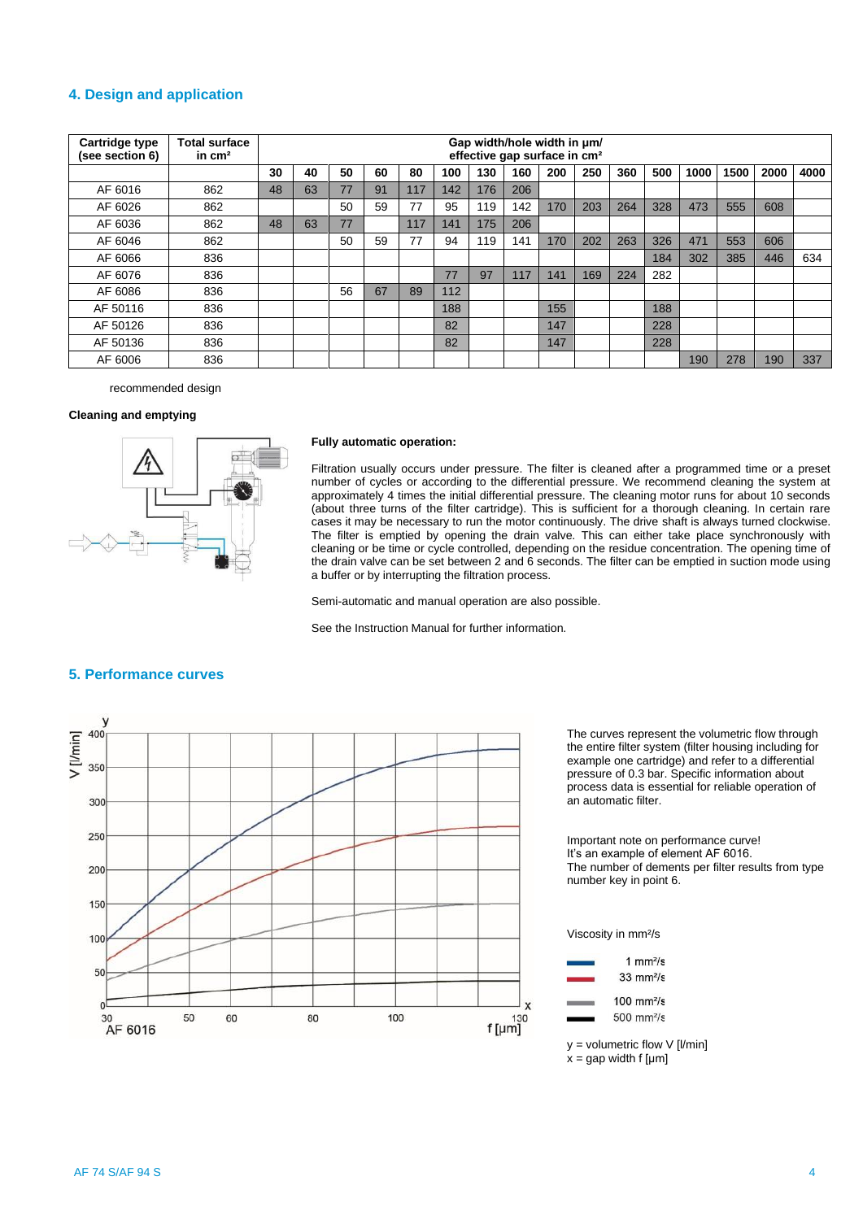## 4. Design and application

| Cartridge type (see section 6) | Total surface in cm² | Gap width/hole width in µm/ effective gap surface in cm² | | | | | | | | | | | | | | | |
|---|---|---|---|---|---|---|---|---|---|---|---|---|---|---|---|---|---|
| | | 30 | 40 | 50 | 60 | 80 | 100 | 130 | 160 | 200 | 250 | 360 | 500 | 1000 | 1500 | 2000 | 4000 |
| AF 6016 | 862 | 48 | 63 | 77 | 91 | 117 | 142 | 176 | 206 | | | | | | | | |
| AF 6026 | 862 | | | 50 | 59 | 77 | 95 | 119 | 142 | 170 | 203 | 264 | 328 | 473 | 555 | 608 | |
| AF 6036 | 862 | 48 | 63 | 77 | | 117 | 141 | 175 | 206 | | | | | | | | |
| AF 6046 | 862 | | | 50 | 59 | 77 | 94 | 119 | 141 | 170 | 202 | 263 | 326 | 471 | 553 | 606 | |
| AF 6066 | 836 | | | | | | | | | | | | 184 | 302 | 385 | 446 | 634 |
| AF 6076 | 836 | | | | | | 77 | 97 | 117 | 141 | 169 | 224 | 282 | | | | |
| AF 6086 | 836 | | | 56 | 67 | 89 | 112 | | | | | | | | | | |
| AF 50116 | 836 | | | | | | 188 | | | 155 | | | 188 | | | | |
| AF 50126 | 836 | | | | | | 82 | | | 147 | | | 228 | | | | |
| AF 50136 | 836 | | | | | | 82 | | | 147 | | | 228 | | | | |
| AF 6006 | 836 | | | | | | | | | | | | | 190 | 278 | 190 | 337 |

recommended design

**Cleaning and emptying**

**Fully automatic operation:**

Filtration usually occurs under pressure. The filter is cleaned after a programmed time or a preset number of cycles or according to the differential pressure. We recommend cleaning the system at approximately 4 times the initial differential pressure. The cleaning motor runs for about 10 seconds (about three turns of the filter cartridge). This is sufficient for a thorough cleaning. In certain rare cases it may be necessary to run the motor continuously. The drive shaft is always turned clockwise. The filter is emptied by opening the drain valve. This can either take place synchronously with cleaning or be time or cycle controlled, depending on the residue concentration. The opening time of the drain valve can be set between 2 and 6 seconds. The filter can be emptied in suction mode using a buffer or by interrupting the filtration process.

Semi-automatic and manual operation are also possible.

See the Instruction Manual for further information.

## 5. Performance curves

The curves represent the volumetric flow through the entire filter system (filter housing including for example one cartridge) and refer to a differential pressure of 0.3 bar. Specific information about process data is essential for reliable operation of an automatic filter.

Important note on performance curve!
It's an example of element AF 6016.
The number of dements per filter results from type number key in point 6.

Viscosity in mm²/s

- 1 mm²/s
- 33 mm²/s
- 100 mm²/s
- 500 mm²/s

y = volumetric flow V [l/min]
x = gap width f [µm]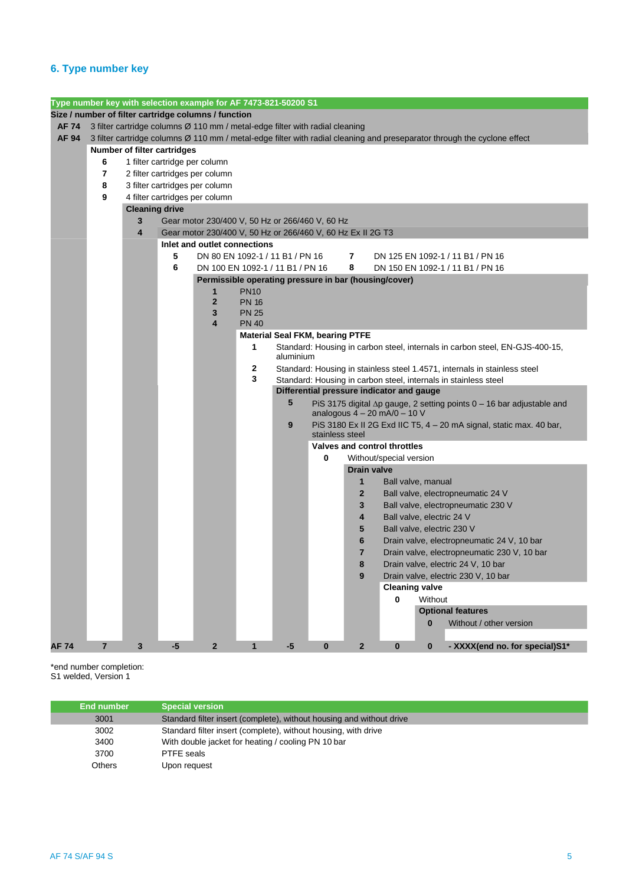## 6. Type number key

**Type number key with selection example for AF 7473-821-50200 S1**

**Size / number of filter cartridge columns / function**

| Code | Description |
|---|---|
| **AF 74** | 3 filter cartridge columns Ø 110 mm / metal-edge filter with radial cleaning |
| **AF 94** | 3 filter cartridge columns Ø 110 mm / metal-edge filter with radial cleaning and preseparator through the cyclone effect |

**Number of filter cartridges**

| Code | Description |
|---|---|
| **6** | 1 filter cartridge per column |
| **7** | 2 filter cartridges per column |
| **8** | 3 filter cartridges per column |
| **9** | 4 filter cartridges per column |

**Cleaning drive**

| Code | Description |
|---|---|
| **3** | Gear motor 230/400 V, 50 Hz or 266/460 V, 60 Hz |
| **4** | Gear motor 230/400 V, 50 Hz or 266/460 V, 60 Hz Ex II 2G T3 |

**Inlet and outlet connections**

| Code | Description |
|---|---|
| **5** | DN 80 EN 1092-1 / 11 B1 / PN 16 |
| **6** | DN 100 EN 1092-1 / 11 B1 / PN 16 |
| **7** | DN 125 EN 1092-1 / 11 B1 / PN 16 |
| **8** | DN 150 EN 1092-1 / 11 B1 / PN 16 |

**Permissible operating pressure in bar (housing/cover)**

| Code | Description |
|---|---|
| **1** | PN10 |
| **2** | PN 16 |
| **3** | PN 25 |
| **4** | PN 40 |

**Material Seal FKM, bearing PTFE**

| Code | Description |
|---|---|
| **1** | Standard: Housing in carbon steel, internals in carbon steel, EN-GJS-400-15, aluminium |
| **2** | Standard: Housing in stainless steel 1.4571, internals in stainless steel |
| **3** | Standard: Housing in carbon steel, internals in stainless steel |

**Differential pressure indicator and gauge**

| Code | Description |
|---|---|
| **5** | PiS 3175 digital Δp gauge, 2 setting points 0 – 16 bar adjustable and analogous 4 – 20 mA/0 – 10 V |
| **9** | PiS 3180 Ex II 2G Exd IIC T5, 4 – 20 mA signal, static max. 40 bar, stainless steel |

**Valves and control throttles**

| Code | Description |
|---|---|
| **0** | Without/special version |

**Drain valve**

| Code | Description |
|---|---|
| **1** | Ball valve, manual |
| **2** | Ball valve, electropneumatic 24 V |
| **3** | Ball valve, electropneumatic 230 V |
| **4** | Ball valve, electric 24 V |
| **5** | Ball valve, electric 230 V |
| **6** | Drain valve, electropneumatic 24 V, 10 bar |
| **7** | Drain valve, electropneumatic 230 V, 10 bar |
| **8** | Drain valve, electric 24 V, 10 bar |
| **9** | Drain valve, electric 230 V, 10 bar |

**Cleaning valve**

| Code | Description |
|---|---|
| **0** | Without |

**Optional features**

| Code | Description |
|---|---|
| **0** | Without / other version |

**Example:**

| AF 74 | 7 | 3 | -5 | 2 | 1 | -5 | 0 | 2 | 0 | 0 | - XXXX(end no. for special)S1* |
|---|---|---|---|---|---|---|---|---|---|---|---|

*end number completion:
S1 welded, Version 1

| End number | Special version |
|---|---|
| 3001 | Standard filter insert (complete), without housing and without drive |
| 3002 | Standard filter insert (complete), without housing, with drive |
| 3400 | With double jacket for heating / cooling PN 10 bar |
| 3700 | PTFE seals |
| Others | Upon request |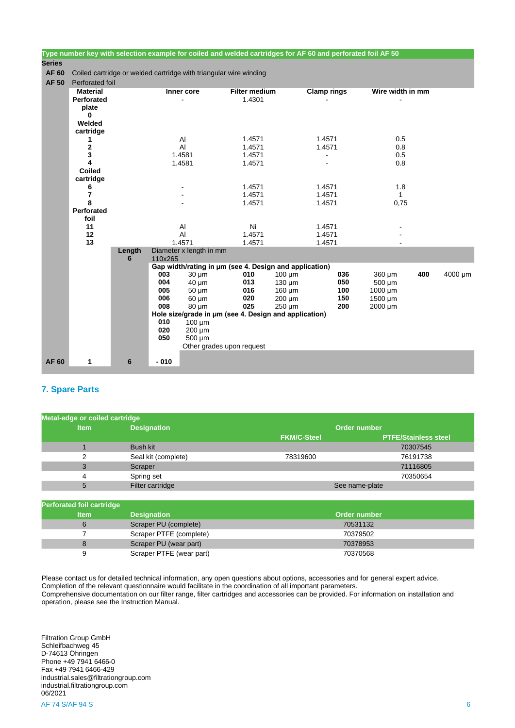**Type number key with selection example for coiled and welded cartridges for AF 60 and perforated foil AF 50**

**Series**

**AF 60** Coiled cartridge or welded cartridge with triangular wire winding

**AF 50** Perforated foil

| Material | Inner core | Filter medium | Clamp rings | Wire width in mm |
|---|---|---|---|---|
| **Perforated plate** | | | | |
| **0** | - | 1.4301 | - | - |
| **Welded cartridge** | | | | |
| **1** | Al | 1.4571 | 1.4571 | 0.5 |
| **2** | Al | 1.4571 | 1.4571 | 0.8 |
| **3** | 1.4581 | 1.4571 | - | 0.5 |
| **4** | 1.4581 | 1.4571 | - | 0.8 |
| **Coiled cartridge** | | | | |
| **6** | - | 1.4571 | 1.4571 | 1.8 |
| **7** | - | 1.4571 | 1.4571 | 1 |
| **8** | - | 1.4571 | 1.4571 | 0,75 |
| **Perforated foil** | | | | |
| **11** | Al | Ni | 1.4571 | - |
| **12** | Al | 1.4571 | 1.4571 | - |
| **13** | 1.4571 | 1.4571 | 1.4571 | - |

**Length**

| Length | Diameter x length in mm |
|---|---|
| **6** | 110x265 |

**Gap width/rating in µm (see 4. Design and application)**

| Code | Rating | Code | Rating | Code | Rating | Code | Rating |
|---|---|---|---|---|---|---|---|
| **003** | 30 µm | **010** | 100 µm | **036** | 360 µm | **400** | 4000 µm |
| **004** | 40 µm | **013** | 130 µm | **050** | 500 µm | | |
| **005** | 50 µm | **016** | 160 µm | **100** | 1000 µm | | |
| **006** | 60 µm | **020** | 200 µm | **150** | 1500 µm | | |
| **008** | 80 µm | **025** | 250 µm | **200** | 2000 µm | | |

**Hole size/grade in µm (see 4. Design and application)**

| Code | Grade |
|---|---|
| **010** | 100 µm |
| **020** | 200 µm |
| **050** | 500 µm |

Other grades upon request

| Series | Material | Length | Gap width/rating |
|---|---|---|---|
| **AF 60** | **1** | **6** | **- 010** |

## 7. Spare Parts

**Metal-edge or coiled cartridge**

| Item | Designation | Order number FKM/C-Steel | Order number PTFE/Stainless steel |
|---|---|---|---|
| 1 | Bush kit | | 70307545 |
| 2 | Seal kit (complete) | 78319600 | 76191738 |
| 3 | Scraper | | 71116805 |
| 4 | Spring set | | 70350654 |
| 5 | Filter cartridge | See name-plate | |

**Perforated foil cartridge**

| Item | Designation | Order number |
|---|---|---|
| 6 | Scraper PU (complete) | 70531132 |
| 7 | Scraper PTFE (complete) | 70379502 |
| 8 | Scraper PU (wear part) | 70378953 |
| 9 | Scraper PTFE (wear part) | 70370568 |

Please contact us for detailed technical information, any open questions about options, accessories and for general expert advice. Completion of the relevant questionnaire would facilitate in the coordination of all important parameters.
Comprehensive documentation on our filter range, filter cartridges and accessories can be provided. For information on installation and operation, please see the Instruction Manual.

Filtration Group GmbH
Schleifbachweg 45
D-74613 Öhringen
Phone +49 7941 6466-0
Fax +49 7941 6466-429
industrial.sales@filtrationgroup.com
industrial.filtrationgroup.com
06/2021

AF 74 S/AF 94 S